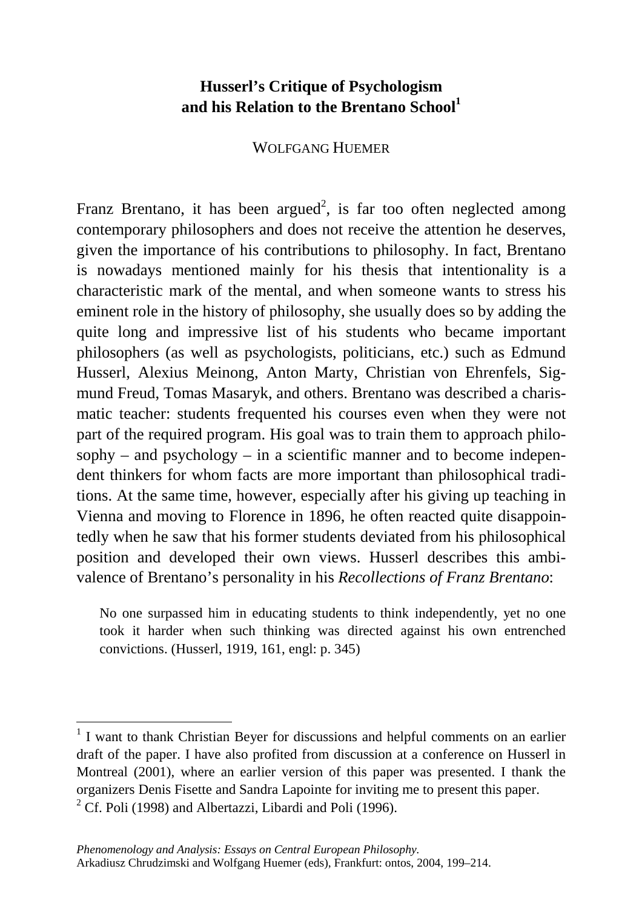# Husserl's Critique of Psychologism and his Relation to the Brentano School[1]

WOLFGANG HUEMER

Franz Brentano, it has been argued[2], is far too often neglected among contemporary philosophers and does not receive the attention he deserves, given the importance of his contributions to philosophy. In fact, Brentano is nowadays mentioned mainly for his thesis that intentionality is a characteristic mark of the mental, and when someone wants to stress his eminent role in the history of philosophy, she usually does so by adding the quite long and impressive list of his students who became important philosophers (as well as psychologists, politicians, etc.) such as Edmund Husserl, Alexius Meinong, Anton Marty, Christian von Ehrenfels, Sigmund Freud, Tomas Masaryk, and others. Brentano was described a charismatic teacher: students frequented his courses even when they were not part of the required program. His goal was to train them to approach philosophy – and psychology – in a scientific manner and to become independent thinkers for whom facts are more important than philosophical traditions. At the same time, however, especially after his giving up teaching in Vienna and moving to Florence in 1896, he often reacted quite disappointedly when he saw that his former students deviated from his philosophical position and developed their own views. Husserl describes this ambivalence of Brentano's personality in his *Recollections of Franz Brentano*:

> No one surpassed him in educating students to think independently, yet no one took it harder when such thinking was directed against his own entrenched convictions. (Husserl, 1919, 161, engl: p. 345)

---

[1] I want to thank Christian Beyer for discussions and helpful comments on an earlier draft of the paper. I have also profited from discussion at a conference on Husserl in Montreal (2001), where an earlier version of this paper was presented. I thank the organizers Denis Fisette and Sandra Lapointe for inviting me to present this paper.

[2] Cf. Poli (1998) and Albertazzi, Libardi and Poli (1996).

*Phenomenology and Analysis: Essays on Central European Philosophy.*
Arkadiusz Chrudzimski and Wolfgang Huemer (eds), Frankfurt: ontos, 2004, 199–214.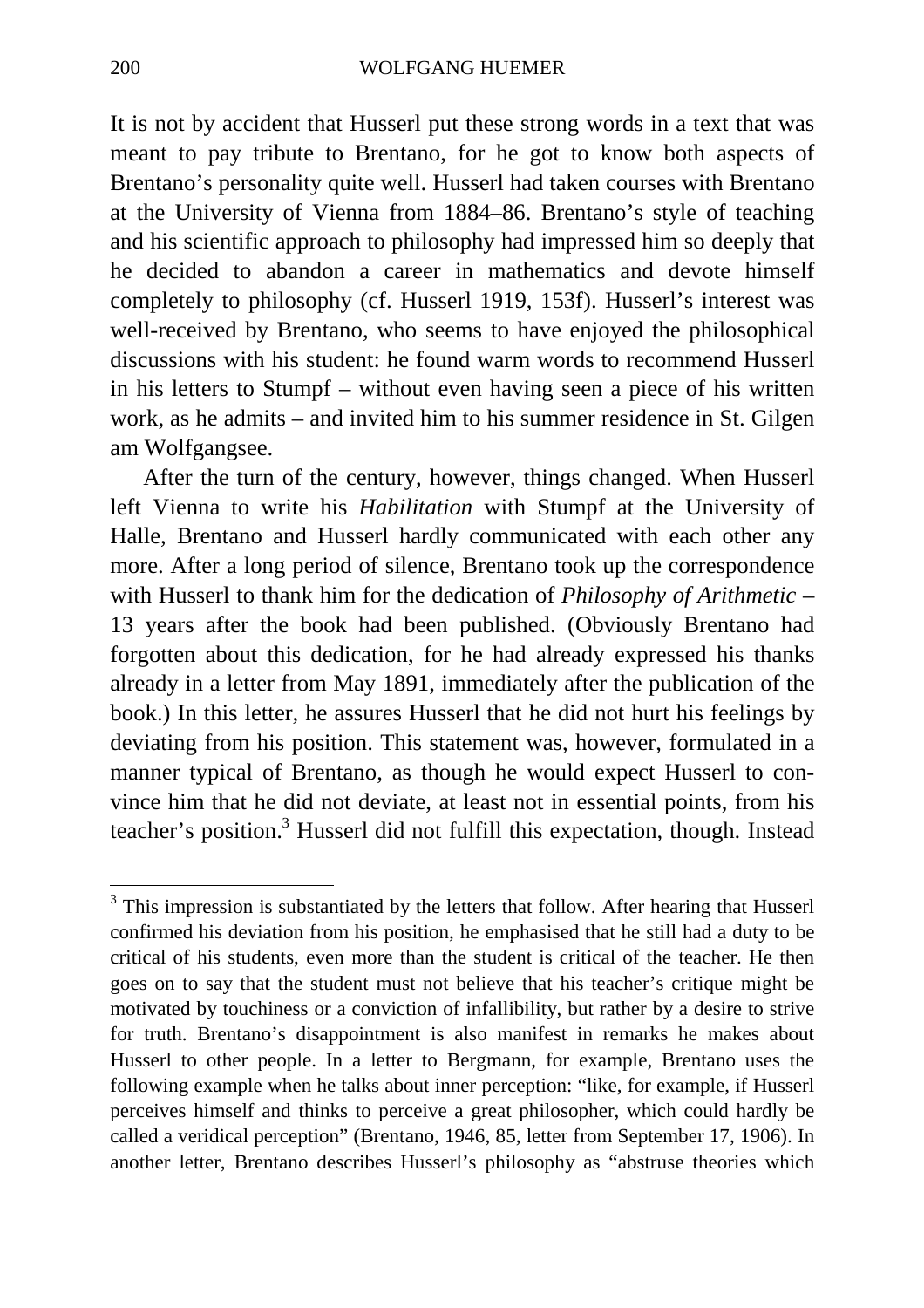It is not by accident that Husserl put these strong words in a text that was meant to pay tribute to Brentano, for he got to know both aspects of Brentano's personality quite well. Husserl had taken courses with Brentano at the University of Vienna from 1884–86. Brentano's style of teaching and his scientific approach to philosophy had impressed him so deeply that he decided to abandon a career in mathematics and devote himself completely to philosophy (cf. Husserl 1919, 153f). Husserl's interest was well-received by Brentano, who seems to have enjoyed the philosophical discussions with his student: he found warm words to recommend Husserl in his letters to Stumpf – without even having seen a piece of his written work, as he admits – and invited him to his summer residence in St. Gilgen am Wolfgangsee.

After the turn of the century, however, things changed. When Husserl left Vienna to write his *Habilitation* with Stumpf at the University of Halle, Brentano and Husserl hardly communicated with each other any more. After a long period of silence, Brentano took up the correspondence with Husserl to thank him for the dedication of *Philosophy of Arithmetic* – 13 years after the book had been published. (Obviously Brentano had forgotten about this dedication, for he had already expressed his thanks already in a letter from May 1891, immediately after the publication of the book.) In this letter, he assures Husserl that he did not hurt his feelings by deviating from his position. This statement was, however, formulated in a manner typical of Brentano, as though he would expect Husserl to convince him that he did not deviate, at least not in essential points, from his teacher's position.[3] Husserl did not fulfill this expectation, though. Instead

[3] This impression is substantiated by the letters that follow. After hearing that Husserl confirmed his deviation from his position, he emphasised that he still had a duty to be critical of his students, even more than the student is critical of the teacher. He then goes on to say that the student must not believe that his teacher's critique might be motivated by touchiness or a conviction of infallibility, but rather by a desire to strive for truth. Brentano's disappointment is also manifest in remarks he makes about Husserl to other people. In a letter to Bergmann, for example, Brentano uses the following example when he talks about inner perception: "like, for example, if Husserl perceives himself and thinks to perceive a great philosopher, which could hardly be called a veridical perception" (Brentano, 1946, 85, letter from September 17, 1906). In another letter, Brentano describes Husserl's philosophy as "abstruse theories which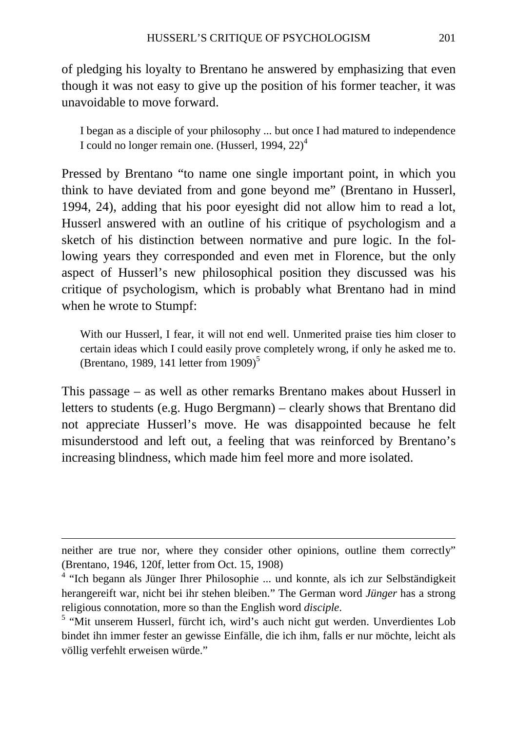of pledging his loyalty to Brentano he answered by emphasizing that even though it was not easy to give up the position of his former teacher, it was unavoidable to move forward.

> I began as a disciple of your philosophy ... but once I had matured to independence I could no longer remain one. (Husserl, 1994, 22)[4]

Pressed by Brentano "to name one single important point, in which you think to have deviated from and gone beyond me" (Brentano in Husserl, 1994, 24), adding that his poor eyesight did not allow him to read a lot, Husserl answered with an outline of his critique of psychologism and a sketch of his distinction between normative and pure logic. In the following years they corresponded and even met in Florence, but the only aspect of Husserl's new philosophical position they discussed was his critique of psychologism, which is probably what Brentano had in mind when he wrote to Stumpf:

> With our Husserl, I fear, it will not end well. Unmerited praise ties him closer to certain ideas which I could easily prove completely wrong, if only he asked me to. (Brentano, 1989, 141 letter from 1909)[5]

This passage – as well as other remarks Brentano makes about Husserl in letters to students (e.g. Hugo Bergmann) – clearly shows that Brentano did not appreciate Husserl's move. He was disappointed because he felt misunderstood and left out, a feeling that was reinforced by Brentano's increasing blindness, which made him feel more and more isolated.

---

neither are true nor, where they consider other opinions, outline them correctly" (Brentano, 1946, 120f, letter from Oct. 15, 1908)

[4] "Ich begann als Jünger Ihrer Philosophie ... und konnte, als ich zur Selbständigkeit herangereift war, nicht bei ihr stehen bleiben." The German word *Jünger* has a strong religious connotation, more so than the English word *disciple*.

[5] "Mit unserem Husserl, fürcht ich, wird's auch nicht gut werden. Unverdientes Lob bindet ihn immer fester an gewisse Einfälle, die ich ihm, falls er nur möchte, leicht als völlig verfehlt erweisen würde."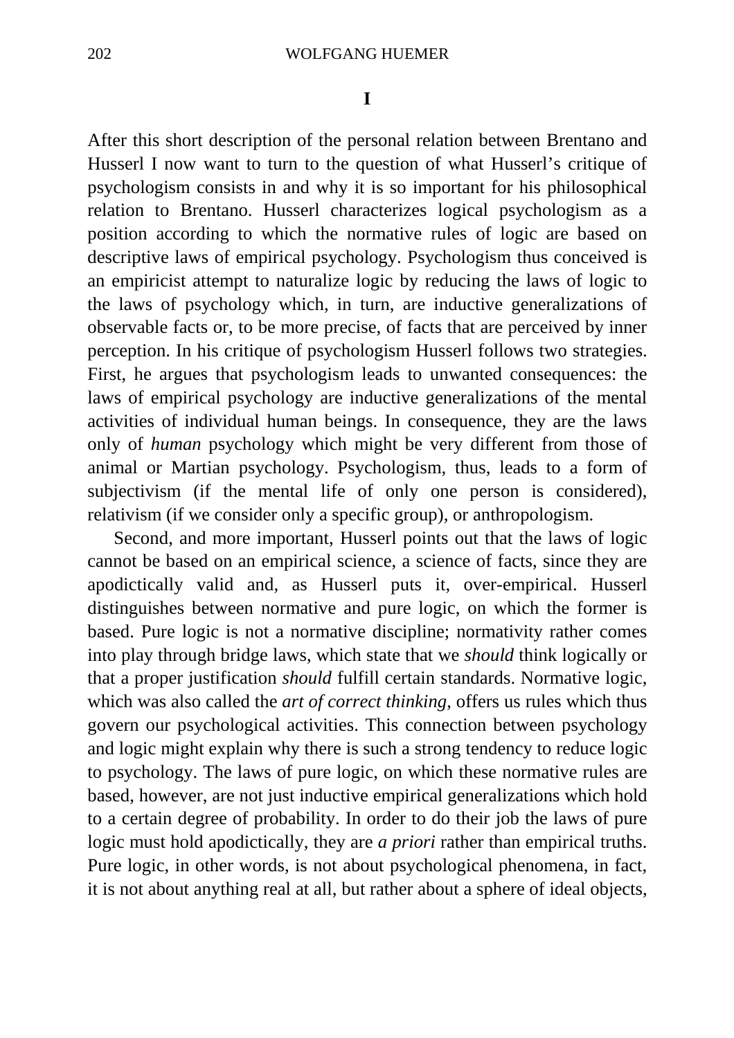## I

After this short description of the personal relation between Brentano and Husserl I now want to turn to the question of what Husserl's critique of psychologism consists in and why it is so important for his philosophical relation to Brentano. Husserl characterizes logical psychologism as a position according to which the normative rules of logic are based on descriptive laws of empirical psychology. Psychologism thus conceived is an empiricist attempt to naturalize logic by reducing the laws of logic to the laws of psychology which, in turn, are inductive generalizations of observable facts or, to be more precise, of facts that are perceived by inner perception. In his critique of psychologism Husserl follows two strategies. First, he argues that psychologism leads to unwanted consequences: the laws of empirical psychology are inductive generalizations of the mental activities of individual human beings. In consequence, they are the laws only of *human* psychology which might be very different from those of animal or Martian psychology. Psychologism, thus, leads to a form of subjectivism (if the mental life of only one person is considered), relativism (if we consider only a specific group), or anthropologism.

Second, and more important, Husserl points out that the laws of logic cannot be based on an empirical science, a science of facts, since they are apodictically valid and, as Husserl puts it, over-empirical. Husserl distinguishes between normative and pure logic, on which the former is based. Pure logic is not a normative discipline; normativity rather comes into play through bridge laws, which state that we *should* think logically or that a proper justification *should* fulfill certain standards. Normative logic, which was also called the *art of correct thinking*, offers us rules which thus govern our psychological activities. This connection between psychology and logic might explain why there is such a strong tendency to reduce logic to psychology. The laws of pure logic, on which these normative rules are based, however, are not just inductive empirical generalizations which hold to a certain degree of probability. In order to do their job the laws of pure logic must hold apodictically, they are *a priori* rather than empirical truths. Pure logic, in other words, is not about psychological phenomena, in fact, it is not about anything real at all, but rather about a sphere of ideal objects,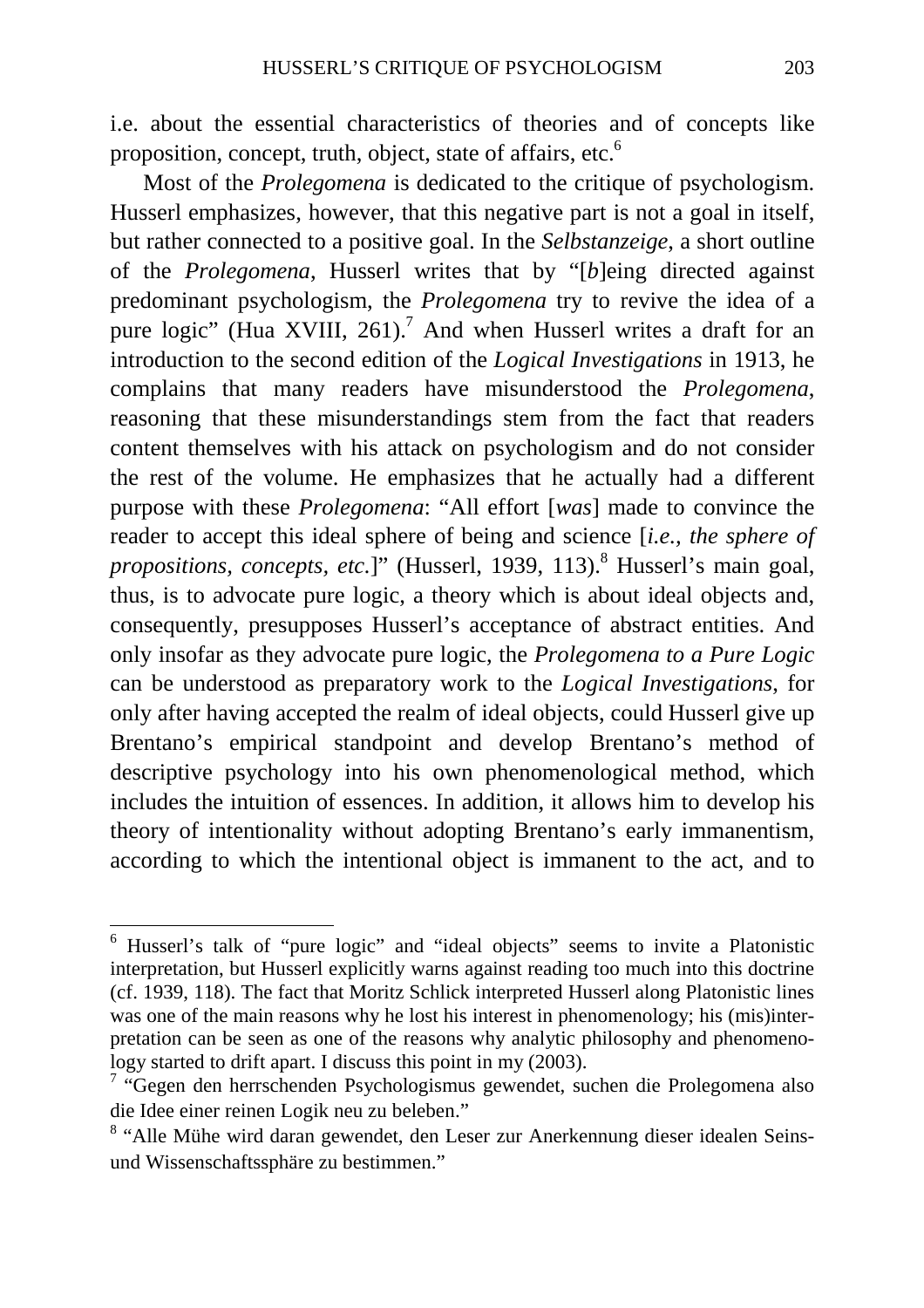i.e. about the essential characteristics of theories and of concepts like proposition, concept, truth, object, state of affairs, etc.[6]

Most of the *Prolegomena* is dedicated to the critique of psychologism. Husserl emphasizes, however, that this negative part is not a goal in itself, but rather connected to a positive goal. In the *Selbstanzeige*, a short outline of the *Prolegomena*, Husserl writes that by "[*b*]eing directed against predominant psychologism, the *Prolegomena* try to revive the idea of a pure logic" (Hua XVIII, 261).[7] And when Husserl writes a draft for an introduction to the second edition of the *Logical Investigations* in 1913, he complains that many readers have misunderstood the *Prolegomena*, reasoning that these misunderstandings stem from the fact that readers content themselves with his attack on psychologism and do not consider the rest of the volume. He emphasizes that he actually had a different purpose with these *Prolegomena*: "All effort [*was*] made to convince the reader to accept this ideal sphere of being and science [*i.e., the sphere of propositions, concepts, etc.*]" (Husserl, 1939, 113).[8] Husserl's main goal, thus, is to advocate pure logic, a theory which is about ideal objects and, consequently, presupposes Husserl's acceptance of abstract entities. And only insofar as they advocate pure logic, the *Prolegomena to a Pure Logic* can be understood as preparatory work to the *Logical Investigations*, for only after having accepted the realm of ideal objects, could Husserl give up Brentano's empirical standpoint and develop Brentano's method of descriptive psychology into his own phenomenological method, which includes the intuition of essences. In addition, it allows him to develop his theory of intentionality without adopting Brentano's early immanentism, according to which the intentional object is immanent to the act, and to

---

[6] Husserl's talk of "pure logic" and "ideal objects" seems to invite a Platonistic interpretation, but Husserl explicitly warns against reading too much into this doctrine (cf. 1939, 118). The fact that Moritz Schlick interpreted Husserl along Platonistic lines was one of the main reasons why he lost his interest in phenomenology; his (mis)interpretation can be seen as one of the reasons why analytic philosophy and phenomenology started to drift apart. I discuss this point in my (2003).

[7] "Gegen den herrschenden Psychologismus gewendet, suchen die Prolegomena also die Idee einer reinen Logik neu zu beleben."

[8] "Alle Mühe wird daran gewendet, den Leser zur Anerkennung dieser idealen Seins- und Wissenschaftssphäre zu bestimmen."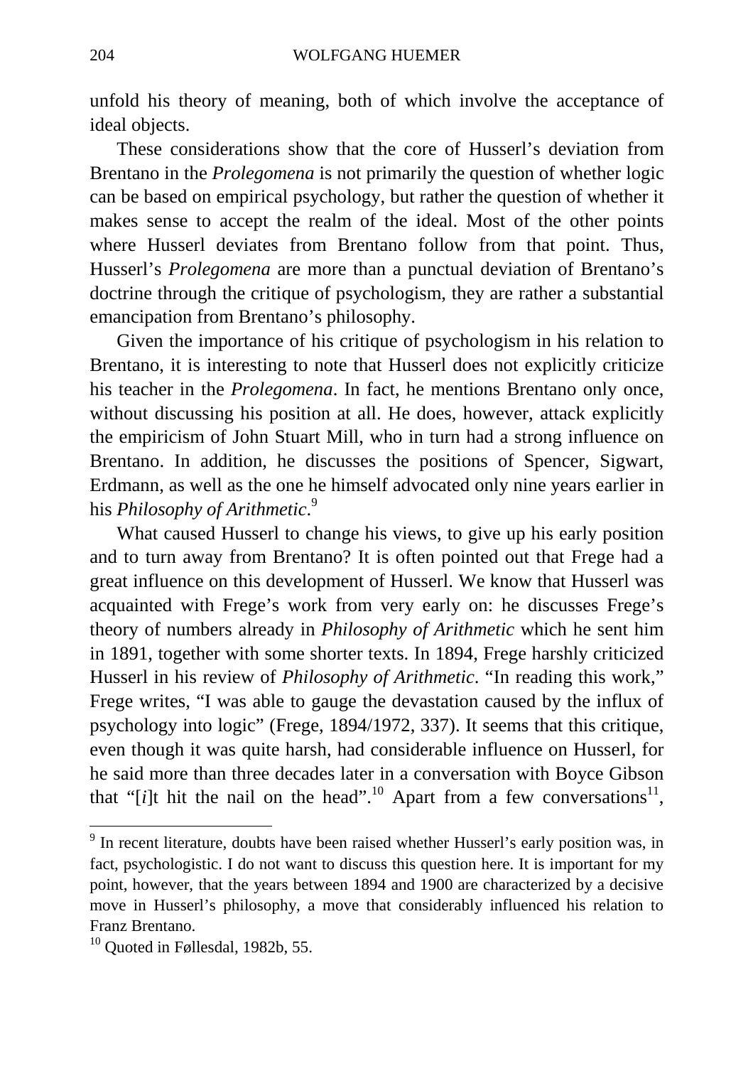unfold his theory of meaning, both of which involve the acceptance of ideal objects.

These considerations show that the core of Husserl's deviation from Brentano in the *Prolegomena* is not primarily the question of whether logic can be based on empirical psychology, but rather the question of whether it makes sense to accept the realm of the ideal. Most of the other points where Husserl deviates from Brentano follow from that point. Thus, Husserl's *Prolegomena* are more than a punctual deviation of Brentano's doctrine through the critique of psychologism, they are rather a substantial emancipation from Brentano's philosophy.

Given the importance of his critique of psychologism in his relation to Brentano, it is interesting to note that Husserl does not explicitly criticize his teacher in the *Prolegomena*. In fact, he mentions Brentano only once, without discussing his position at all. He does, however, attack explicitly the empiricism of John Stuart Mill, who in turn had a strong influence on Brentano. In addition, he discusses the positions of Spencer, Sigwart, Erdmann, as well as the one he himself advocated only nine years earlier in his *Philosophy of Arithmetic*.[9]

What caused Husserl to change his views, to give up his early position and to turn away from Brentano? It is often pointed out that Frege had a great influence on this development of Husserl. We know that Husserl was acquainted with Frege's work from very early on: he discusses Frege's theory of numbers already in *Philosophy of Arithmetic* which he sent him in 1891, together with some shorter texts. In 1894, Frege harshly criticized Husserl in his review of *Philosophy of Arithmetic*. "In reading this work," Frege writes, "I was able to gauge the devastation caused by the influx of psychology into logic" (Frege, 1894/1972, 337). It seems that this critique, even though it was quite harsh, had considerable influence on Husserl, for he said more than three decades later in a conversation with Boyce Gibson that "[*i*]t hit the nail on the head".[10] Apart from a few conversations[11],

[9] In recent literature, doubts have been raised whether Husserl's early position was, in fact, psychologistic. I do not want to discuss this question here. It is important for my point, however, that the years between 1894 and 1900 are characterized by a decisive move in Husserl's philosophy, a move that considerably influenced his relation to Franz Brentano.

[10] Quoted in Føllesdal, 1982b, 55.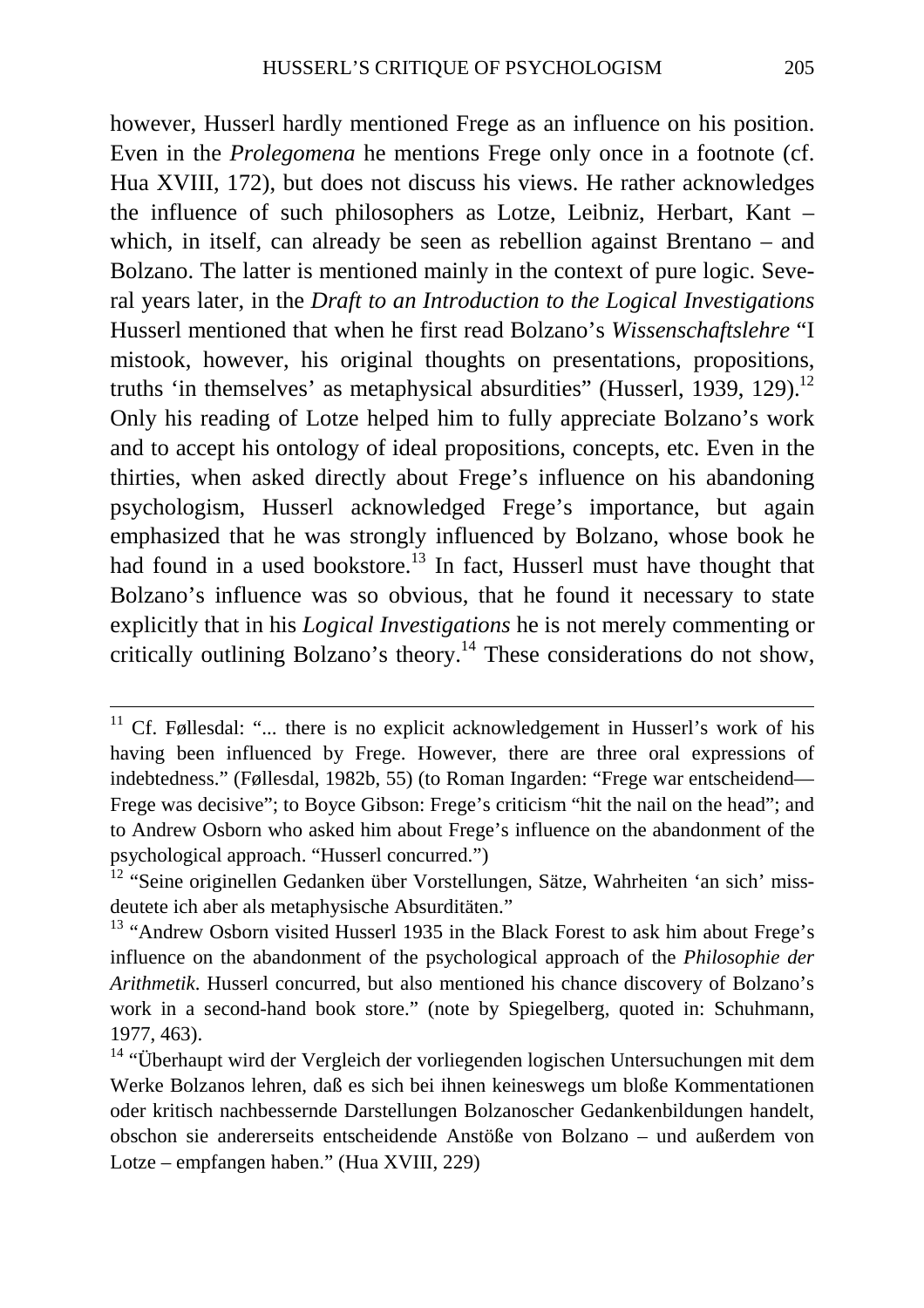however, Husserl hardly mentioned Frege as an influence on his position. Even in the *Prolegomena* he mentions Frege only once in a footnote (cf. Hua XVIII, 172), but does not discuss his views. He rather acknowledges the influence of such philosophers as Lotze, Leibniz, Herbart, Kant – which, in itself, can already be seen as rebellion against Brentano – and Bolzano. The latter is mentioned mainly in the context of pure logic. Several years later, in the *Draft to an Introduction to the Logical Investigations* Husserl mentioned that when he first read Bolzano's *Wissenschaftslehre* "I mistook, however, his original thoughts on presentations, propositions, truths 'in themselves' as metaphysical absurdities" (Husserl, 1939, 129).[12] Only his reading of Lotze helped him to fully appreciate Bolzano's work and to accept his ontology of ideal propositions, concepts, etc. Even in the thirties, when asked directly about Frege's influence on his abandoning psychologism, Husserl acknowledged Frege's importance, but again emphasized that he was strongly influenced by Bolzano, whose book he had found in a used bookstore.[13] In fact, Husserl must have thought that Bolzano's influence was so obvious, that he found it necessary to state explicitly that in his *Logical Investigations* he is not merely commenting or critically outlining Bolzano's theory.[14] These considerations do not show,

---

[11] Cf. Føllesdal: "... there is no explicit acknowledgement in Husserl's work of his having been influenced by Frege. However, there are three oral expressions of indebtedness." (Føllesdal, 1982b, 55) (to Roman Ingarden: "Frege war entscheidend—Frege was decisive"; to Boyce Gibson: Frege's criticism "hit the nail on the head"; and to Andrew Osborn who asked him about Frege's influence on the abandonment of the psychological approach. "Husserl concurred.")

[12] "Seine originellen Gedanken über Vorstellungen, Sätze, Wahrheiten 'an sich' missdeutete ich aber als metaphysische Absurditäten."

[13] "Andrew Osborn visited Husserl 1935 in the Black Forest to ask him about Frege's influence on the abandonment of the psychological approach of the *Philosophie der Arithmetik*. Husserl concurred, but also mentioned his chance discovery of Bolzano's work in a second-hand book store." (note by Spiegelberg, quoted in: Schuhmann, 1977, 463).

[14] "Überhaupt wird der Vergleich der vorliegenden logischen Untersuchungen mit dem Werke Bolzanos lehren, daß es sich bei ihnen keineswegs um bloße Kommentationen oder kritisch nachbessernde Darstellungen Bolzanoscher Gedankenbildungen handelt, obschon sie andererseits entscheidende Anstöße von Bolzano – und außerdem von Lotze – empfangen haben." (Hua XVIII, 229)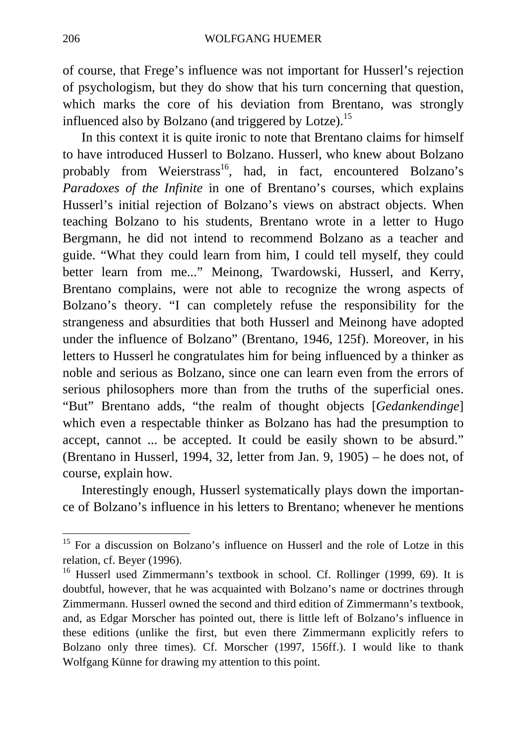of course, that Frege's influence was not important for Husserl's rejection of psychologism, but they do show that his turn concerning that question, which marks the core of his deviation from Brentano, was strongly influenced also by Bolzano (and triggered by Lotze).[15]

In this context it is quite ironic to note that Brentano claims for himself to have introduced Husserl to Bolzano. Husserl, who knew about Bolzano probably from Weierstrass[16], had, in fact, encountered Bolzano's *Paradoxes of the Infinite* in one of Brentano's courses, which explains Husserl's initial rejection of Bolzano's views on abstract objects. When teaching Bolzano to his students, Brentano wrote in a letter to Hugo Bergmann, he did not intend to recommend Bolzano as a teacher and guide. "What they could learn from him, I could tell myself, they could better learn from me..." Meinong, Twardowski, Husserl, and Kerry, Brentano complains, were not able to recognize the wrong aspects of Bolzano's theory. "I can completely refuse the responsibility for the strangeness and absurdities that both Husserl and Meinong have adopted under the influence of Bolzano" (Brentano, 1946, 125f). Moreover, in his letters to Husserl he congratulates him for being influenced by a thinker as noble and serious as Bolzano, since one can learn even from the errors of serious philosophers more than from the truths of the superficial ones. "But" Brentano adds, "the realm of thought objects [*Gedankendinge*] which even a respectable thinker as Bolzano has had the presumption to accept, cannot ... be accepted. It could be easily shown to be absurd." (Brentano in Husserl, 1994, 32, letter from Jan. 9, 1905) – he does not, of course, explain how.

Interestingly enough, Husserl systematically plays down the importance of Bolzano's influence in his letters to Brentano; whenever he mentions

[15] For a discussion on Bolzano's influence on Husserl and the role of Lotze in this relation, cf. Beyer (1996).

[16] Husserl used Zimmermann's textbook in school. Cf. Rollinger (1999, 69). It is doubtful, however, that he was acquainted with Bolzano's name or doctrines through Zimmermann. Husserl owned the second and third edition of Zimmermann's textbook, and, as Edgar Morscher has pointed out, there is little left of Bolzano's influence in these editions (unlike the first, but even there Zimmermann explicitly refers to Bolzano only three times). Cf. Morscher (1997, 156ff.). I would like to thank Wolfgang Künne for drawing my attention to this point.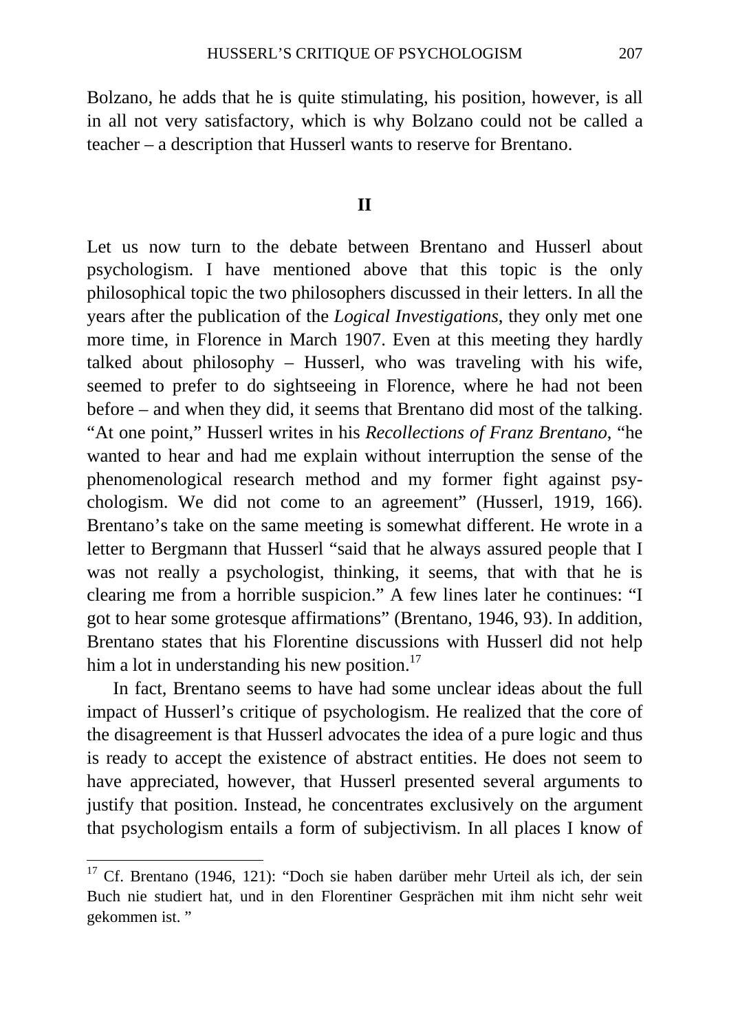Bolzano, he adds that he is quite stimulating, his position, however, is all in all not very satisfactory, which is why Bolzano could not be called a teacher – a description that Husserl wants to reserve for Brentano.

## II

Let us now turn to the debate between Brentano and Husserl about psychologism. I have mentioned above that this topic is the only philosophical topic the two philosophers discussed in their letters. In all the years after the publication of the *Logical Investigations*, they only met one more time, in Florence in March 1907. Even at this meeting they hardly talked about philosophy – Husserl, who was traveling with his wife, seemed to prefer to do sightseeing in Florence, where he had not been before – and when they did, it seems that Brentano did most of the talking. "At one point," Husserl writes in his *Recollections of Franz Brentano*, "he wanted to hear and had me explain without interruption the sense of the phenomenological research method and my former fight against psychologism. We did not come to an agreement" (Husserl, 1919, 166). Brentano's take on the same meeting is somewhat different. He wrote in a letter to Bergmann that Husserl "said that he always assured people that I was not really a psychologist, thinking, it seems, that with that he is clearing me from a horrible suspicion." A few lines later he continues: "I got to hear some grotesque affirmations" (Brentano, 1946, 93). In addition, Brentano states that his Florentine discussions with Husserl did not help him a lot in understanding his new position.[17]

In fact, Brentano seems to have had some unclear ideas about the full impact of Husserl's critique of psychologism. He realized that the core of the disagreement is that Husserl advocates the idea of a pure logic and thus is ready to accept the existence of abstract entities. He does not seem to have appreciated, however, that Husserl presented several arguments to justify that position. Instead, he concentrates exclusively on the argument that psychologism entails a form of subjectivism. In all places I know of

[17] Cf. Brentano (1946, 121): "Doch sie haben darüber mehr Urteil als ich, der sein Buch nie studiert hat, und in den Florentiner Gesprächen mit ihm nicht sehr weit gekommen ist. "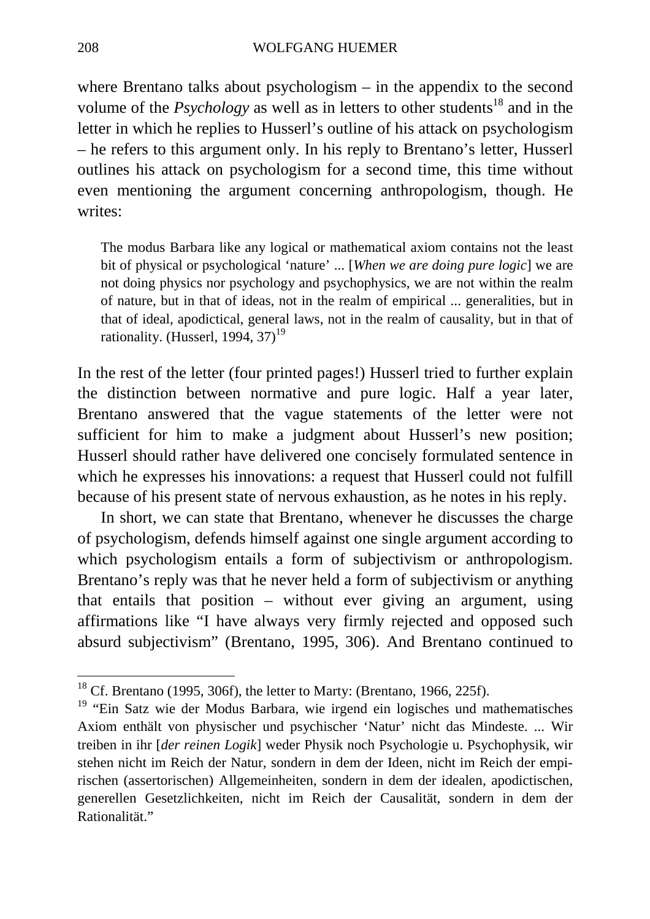where Brentano talks about psychologism – in the appendix to the second volume of the *Psychology* as well as in letters to other students[18] and in the letter in which he replies to Husserl's outline of his attack on psychologism – he refers to this argument only. In his reply to Brentano's letter, Husserl outlines his attack on psychologism for a second time, this time without even mentioning the argument concerning anthropologism, though. He writes:

> The modus Barbara like any logical or mathematical axiom contains not the least bit of physical or psychological 'nature' ... [*When we are doing pure logic*] we are not doing physics nor psychology and psychophysics, we are not within the realm of nature, but in that of ideas, not in the realm of empirical ... generalities, but in that of ideal, apodictical, general laws, not in the realm of causality, but in that of rationality. (Husserl, 1994, 37)[19]

In the rest of the letter (four printed pages!) Husserl tried to further explain the distinction between normative and pure logic. Half a year later, Brentano answered that the vague statements of the letter were not sufficient for him to make a judgment about Husserl's new position; Husserl should rather have delivered one concisely formulated sentence in which he expresses his innovations: a request that Husserl could not fulfill because of his present state of nervous exhaustion, as he notes in his reply.

In short, we can state that Brentano, whenever he discusses the charge of psychologism, defends himself against one single argument according to which psychologism entails a form of subjectivism or anthropologism. Brentano's reply was that he never held a form of subjectivism or anything that entails that position – without ever giving an argument, using affirmations like "I have always very firmly rejected and opposed such absurd subjectivism" (Brentano, 1995, 306). And Brentano continued to

---

[18] Cf. Brentano (1995, 306f), the letter to Marty: (Brentano, 1966, 225f).

[19] "Ein Satz wie der Modus Barbara, wie irgend ein logisches und mathematisches Axiom enthält von physischer und psychischer 'Natur' nicht das Mindeste. ... Wir treiben in ihr [*der reinen Logik*] weder Physik noch Psychologie u. Psychophysik, wir stehen nicht im Reich der Natur, sondern in dem der Ideen, nicht im Reich der empirischen (assertorischen) Allgemeinheiten, sondern in dem der idealen, apodictischen, generellen Gesetzlichkeiten, nicht im Reich der Causalität, sondern in dem der Rationalität."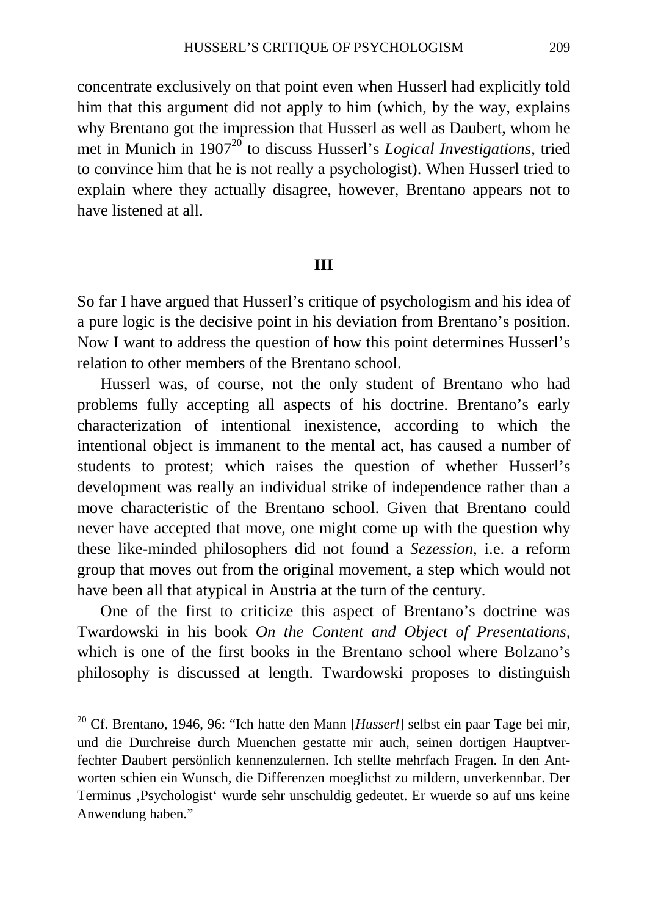concentrate exclusively on that point even when Husserl had explicitly told him that this argument did not apply to him (which, by the way, explains why Brentano got the impression that Husserl as well as Daubert, whom he met in Munich in 1907[20] to discuss Husserl's *Logical Investigations*, tried to convince him that he is not really a psychologist). When Husserl tried to explain where they actually disagree, however, Brentano appears not to have listened at all.

## III

So far I have argued that Husserl's critique of psychologism and his idea of a pure logic is the decisive point in his deviation from Brentano's position. Now I want to address the question of how this point determines Husserl's relation to other members of the Brentano school.

Husserl was, of course, not the only student of Brentano who had problems fully accepting all aspects of his doctrine. Brentano's early characterization of intentional inexistence, according to which the intentional object is immanent to the mental act, has caused a number of students to protest; which raises the question of whether Husserl's development was really an individual strike of independence rather than a move characteristic of the Brentano school. Given that Brentano could never have accepted that move, one might come up with the question why these like-minded philosophers did not found a *Sezession*, i.e. a reform group that moves out from the original movement, a step which would not have been all that atypical in Austria at the turn of the century.

One of the first to criticize this aspect of Brentano's doctrine was Twardowski in his book *On the Content and Object of Presentations*, which is one of the first books in the Brentano school where Bolzano's philosophy is discussed at length. Twardowski proposes to distinguish

---

[20] Cf. Brentano, 1946, 96: "Ich hatte den Mann [*Husserl*] selbst ein paar Tage bei mir, und die Durchreise durch Muenchen gestatte mir auch, seinen dortigen Hauptverfechter Daubert persönlich kennenzulernen. Ich stellte mehrfach Fragen. In den Antworten schien ein Wunsch, die Differenzen moeglichst zu mildern, unverkennbar. Der Terminus ‚Psychologist' wurde sehr unschuldig gedeutet. Er wuerde so auf uns keine Anwendung haben."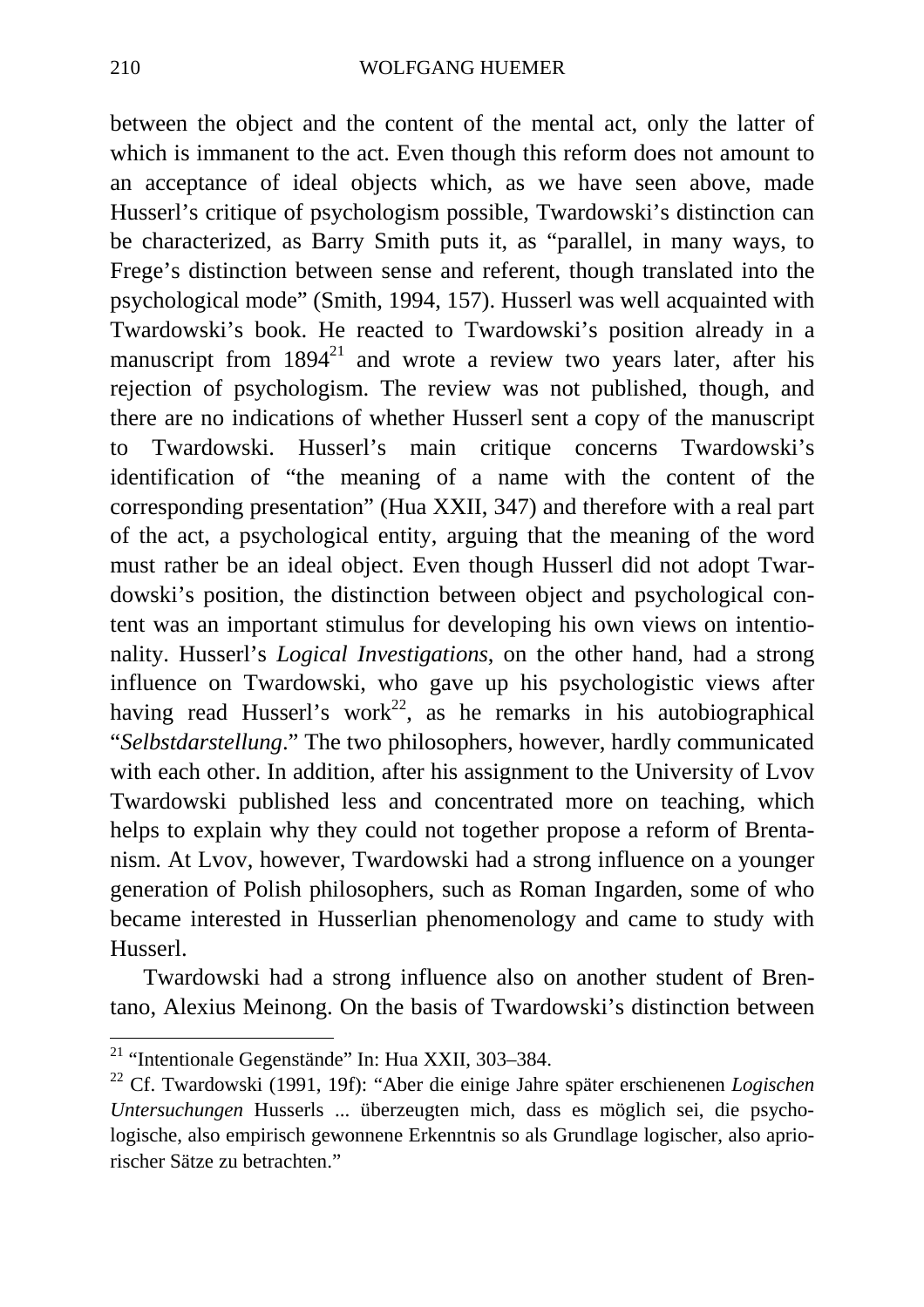between the object and the content of the mental act, only the latter of which is immanent to the act. Even though this reform does not amount to an acceptance of ideal objects which, as we have seen above, made Husserl's critique of psychologism possible, Twardowski's distinction can be characterized, as Barry Smith puts it, as "parallel, in many ways, to Frege's distinction between sense and referent, though translated into the psychological mode" (Smith, 1994, 157). Husserl was well acquainted with Twardowski's book. He reacted to Twardowski's position already in a manuscript from 1894[21] and wrote a review two years later, after his rejection of psychologism. The review was not published, though, and there are no indications of whether Husserl sent a copy of the manuscript to Twardowski. Husserl's main critique concerns Twardowski's identification of "the meaning of a name with the content of the corresponding presentation" (Hua XXII, 347) and therefore with a real part of the act, a psychological entity, arguing that the meaning of the word must rather be an ideal object. Even though Husserl did not adopt Twardowski's position, the distinction between object and psychological content was an important stimulus for developing his own views on intentionality. Husserl's *Logical Investigations*, on the other hand, had a strong influence on Twardowski, who gave up his psychologistic views after having read Husserl's work[22], as he remarks in his autobiographical "*Selbstdarstellung*." The two philosophers, however, hardly communicated with each other. In addition, after his assignment to the University of Lvov Twardowski published less and concentrated more on teaching, which helps to explain why they could not together propose a reform of Brentanism. At Lvov, however, Twardowski had a strong influence on a younger generation of Polish philosophers, such as Roman Ingarden, some of who became interested in Husserlian phenomenology and came to study with Husserl.

Twardowski had a strong influence also on another student of Brentano, Alexius Meinong. On the basis of Twardowski's distinction between

[21] "Intentionale Gegenstände" In: Hua XXII, 303–384.

[22] Cf. Twardowski (1991, 19f): "Aber die einige Jahre später erschienenen *Logischen Untersuchungen* Husserls ... überzeugten mich, dass es möglich sei, die psychologische, also empirisch gewonnene Erkenntnis so als Grundlage logischer, also apriorischer Sätze zu betrachten."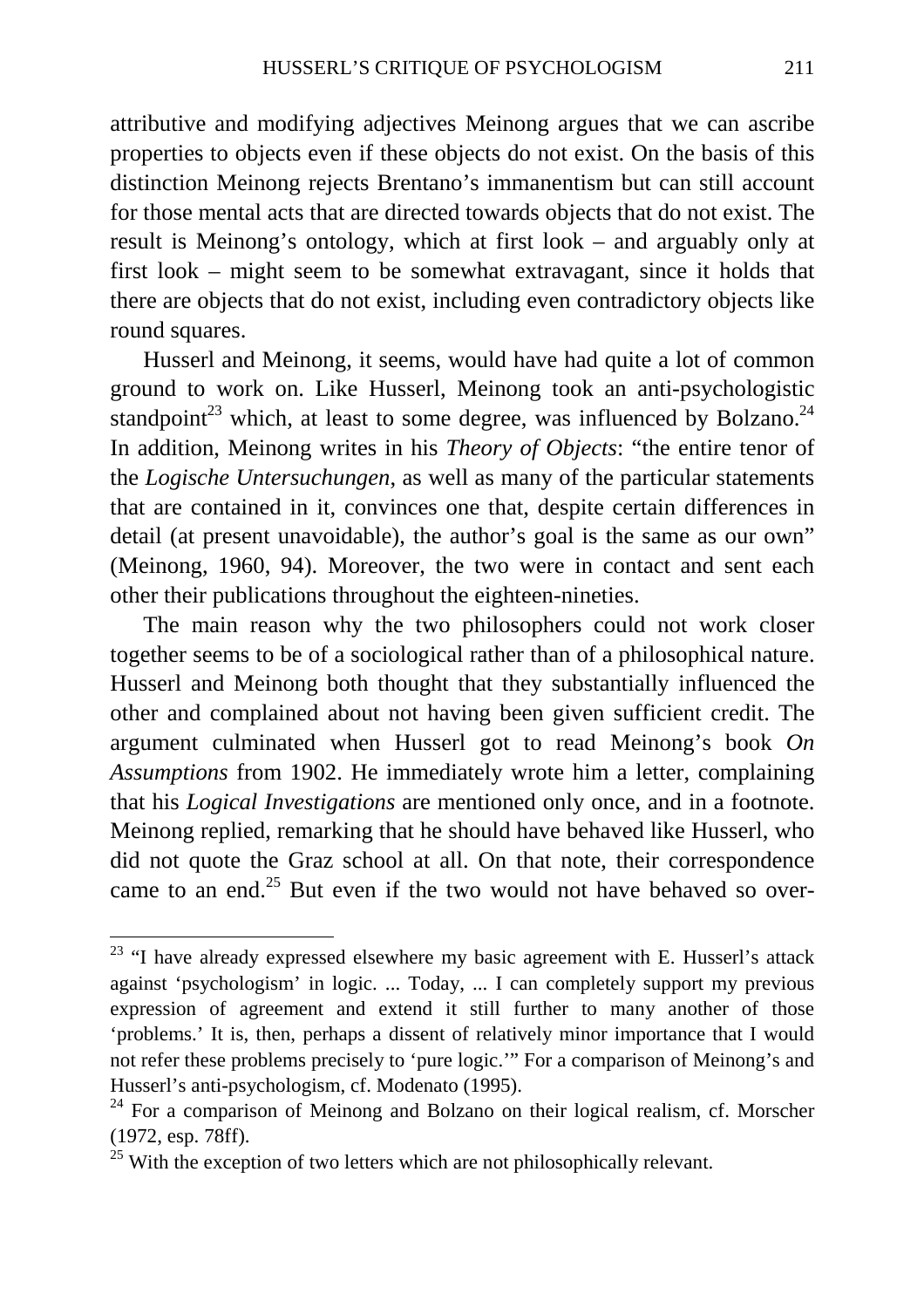attributive and modifying adjectives Meinong argues that we can ascribe properties to objects even if these objects do not exist. On the basis of this distinction Meinong rejects Brentano's immanentism but can still account for those mental acts that are directed towards objects that do not exist. The result is Meinong's ontology, which at first look – and arguably only at first look – might seem to be somewhat extravagant, since it holds that there are objects that do not exist, including even contradictory objects like round squares.

Husserl and Meinong, it seems, would have had quite a lot of common ground to work on. Like Husserl, Meinong took an anti-psychologistic standpoint[23] which, at least to some degree, was influenced by Bolzano.[24] In addition, Meinong writes in his *Theory of Objects*: "the entire tenor of the *Logische Untersuchungen*, as well as many of the particular statements that are contained in it, convinces one that, despite certain differences in detail (at present unavoidable), the author's goal is the same as our own" (Meinong, 1960, 94). Moreover, the two were in contact and sent each other their publications throughout the eighteen-nineties.

The main reason why the two philosophers could not work closer together seems to be of a sociological rather than of a philosophical nature. Husserl and Meinong both thought that they substantially influenced the other and complained about not having been given sufficient credit. The argument culminated when Husserl got to read Meinong's book *On Assumptions* from 1902. He immediately wrote him a letter, complaining that his *Logical Investigations* are mentioned only once, and in a footnote. Meinong replied, remarking that he should have behaved like Husserl, who did not quote the Graz school at all. On that note, their correspondence came to an end.[25] But even if the two would not have behaved so over-

---

[23] "I have already expressed elsewhere my basic agreement with E. Husserl's attack against 'psychologism' in logic. ... Today, ... I can completely support my previous expression of agreement and extend it still further to many another of those 'problems.' It is, then, perhaps a dissent of relatively minor importance that I would not refer these problems precisely to 'pure logic.'" For a comparison of Meinong's and Husserl's anti-psychologism, cf. Modenato (1995).

[24] For a comparison of Meinong and Bolzano on their logical realism, cf. Morscher (1972, esp. 78ff).

[25] With the exception of two letters which are not philosophically relevant.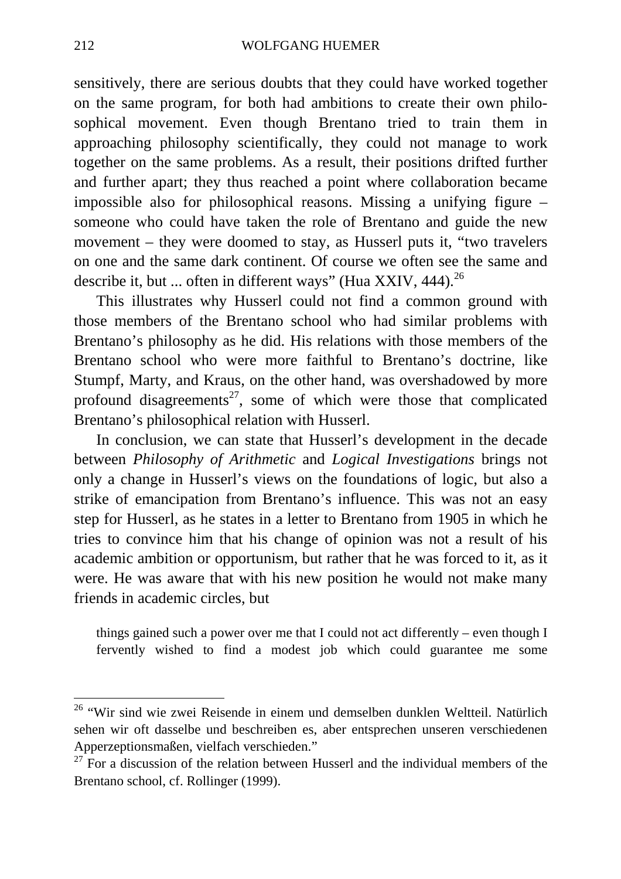sensitively, there are serious doubts that they could have worked together on the same program, for both had ambitions to create their own philosophical movement. Even though Brentano tried to train them in approaching philosophy scientifically, they could not manage to work together on the same problems. As a result, their positions drifted further and further apart; they thus reached a point where collaboration became impossible also for philosophical reasons. Missing a unifying figure – someone who could have taken the role of Brentano and guide the new movement – they were doomed to stay, as Husserl puts it, "two travelers on one and the same dark continent. Of course we often see the same and describe it, but ... often in different ways" (Hua XXIV, 444).[26]

This illustrates why Husserl could not find a common ground with those members of the Brentano school who had similar problems with Brentano's philosophy as he did. His relations with those members of the Brentano school who were more faithful to Brentano's doctrine, like Stumpf, Marty, and Kraus, on the other hand, was overshadowed by more profound disagreements[27], some of which were those that complicated Brentano's philosophical relation with Husserl.

In conclusion, we can state that Husserl's development in the decade between *Philosophy of Arithmetic* and *Logical Investigations* brings not only a change in Husserl's views on the foundations of logic, but also a strike of emancipation from Brentano's influence. This was not an easy step for Husserl, as he states in a letter to Brentano from 1905 in which he tries to convince him that his change of opinion was not a result of his academic ambition or opportunism, but rather that he was forced to it, as it were. He was aware that with his new position he would not make many friends in academic circles, but

> things gained such a power over me that I could not act differently – even though I fervently wished to find a modest job which could guarantee me some

---

[26] "Wir sind wie zwei Reisende in einem und demselben dunklen Weltteil. Natürlich sehen wir oft dasselbe und beschreiben es, aber entsprechen unseren verschiedenen Apperzeptionsmaßen, vielfach verschieden."

[27] For a discussion of the relation between Husserl and the individual members of the Brentano school, cf. Rollinger (1999).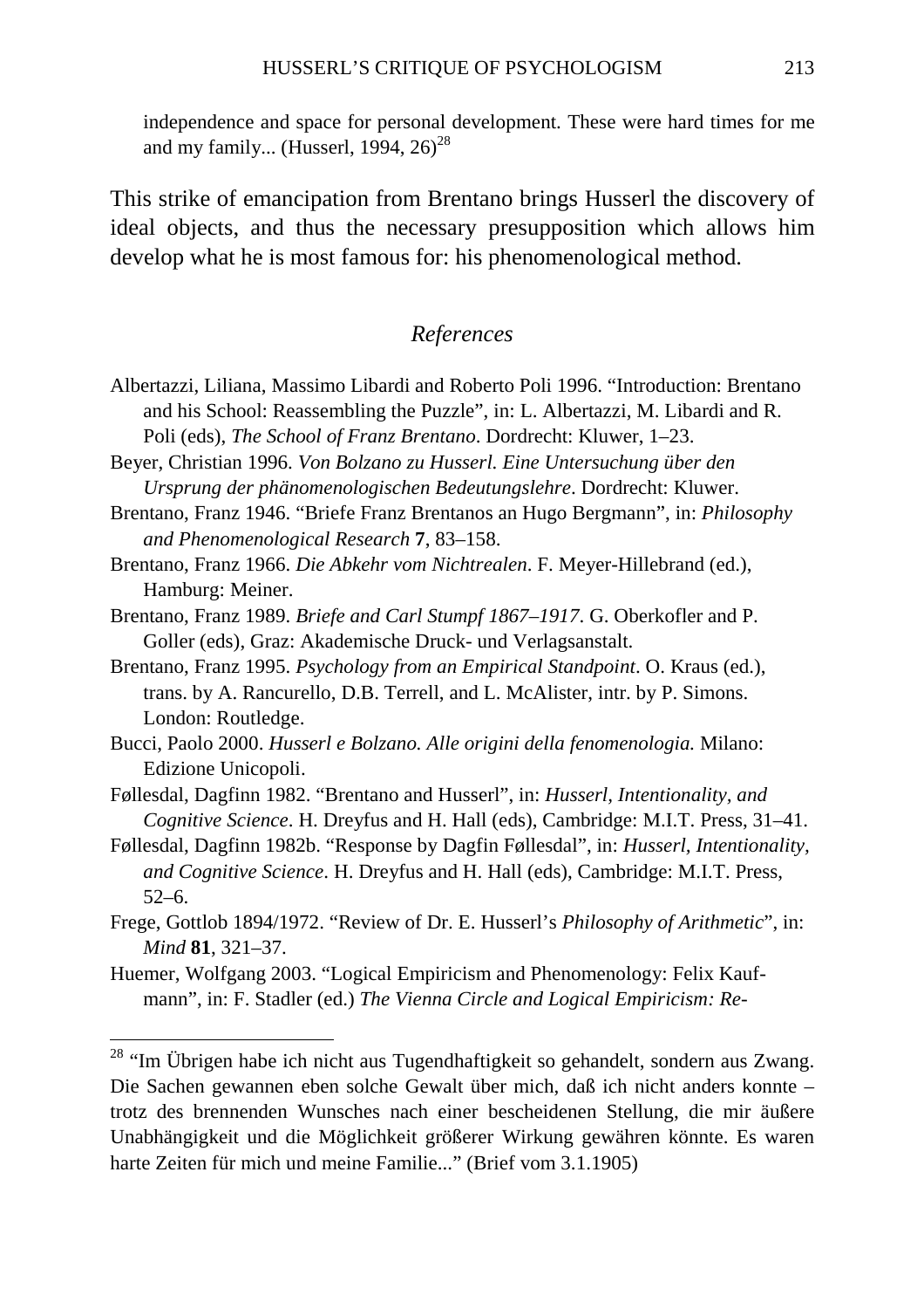independence and space for personal development. These were hard times for me and my family... (Husserl, 1994, 26)[28]

This strike of emancipation from Brentano brings Husserl the discovery of ideal objects, and thus the necessary presupposition which allows him develop what he is most famous for: his phenomenological method.

## *References*

Albertazzi, Liliana, Massimo Libardi and Roberto Poli 1996. "Introduction: Brentano and his School: Reassembling the Puzzle", in: L. Albertazzi, M. Libardi and R. Poli (eds), *The School of Franz Brentano*. Dordrecht: Kluwer, 1–23.

Beyer, Christian 1996. *Von Bolzano zu Husserl. Eine Untersuchung über den Ursprung der phänomenologischen Bedeutungslehre*. Dordrecht: Kluwer.

Brentano, Franz 1946. "Briefe Franz Brentanos an Hugo Bergmann", in: *Philosophy and Phenomenological Research* **7**, 83–158.

Brentano, Franz 1966. *Die Abkehr vom Nichtrealen*. F. Meyer-Hillebrand (ed.), Hamburg: Meiner.

Brentano, Franz 1989. *Briefe and Carl Stumpf 1867–1917*. G. Oberkofler and P. Goller (eds), Graz: Akademische Druck- und Verlagsanstalt.

Brentano, Franz 1995. *Psychology from an Empirical Standpoint*. O. Kraus (ed.), trans. by A. Rancurello, D.B. Terrell, and L. McAlister, intr. by P. Simons. London: Routledge.

Bucci, Paolo 2000. *Husserl e Bolzano. Alle origini della fenomenologia.* Milano: Edizione Unicopoli.

Føllesdal, Dagfinn 1982. "Brentano and Husserl", in: *Husserl, Intentionality, and Cognitive Science*. H. Dreyfus and H. Hall (eds), Cambridge: M.I.T. Press, 31–41.

Føllesdal, Dagfinn 1982b. "Response by Dagfin Føllesdal", in: *Husserl, Intentionality, and Cognitive Science*. H. Dreyfus and H. Hall (eds), Cambridge: M.I.T. Press, 52–6.

Frege, Gottlob 1894/1972. "Review of Dr. E. Husserl's *Philosophy of Arithmetic*", in: *Mind* **81**, 321–37.

Huemer, Wolfgang 2003. "Logical Empiricism and Phenomenology: Felix Kaufmann", in: F. Stadler (ed.) *The Vienna Circle and Logical Empiricism: Re-*

---

[28] "Im Übrigen habe ich nicht aus Tugendhaftigkeit so gehandelt, sondern aus Zwang. Die Sachen gewannen eben solche Gewalt über mich, daß ich nicht anders konnte – trotz des brennenden Wunsches nach einer bescheidenen Stellung, die mir äußere Unabhängigkeit und die Möglichkeit größerer Wirkung gewähren könnte. Es waren harte Zeiten für mich und meine Familie..." (Brief vom 3.1.1905)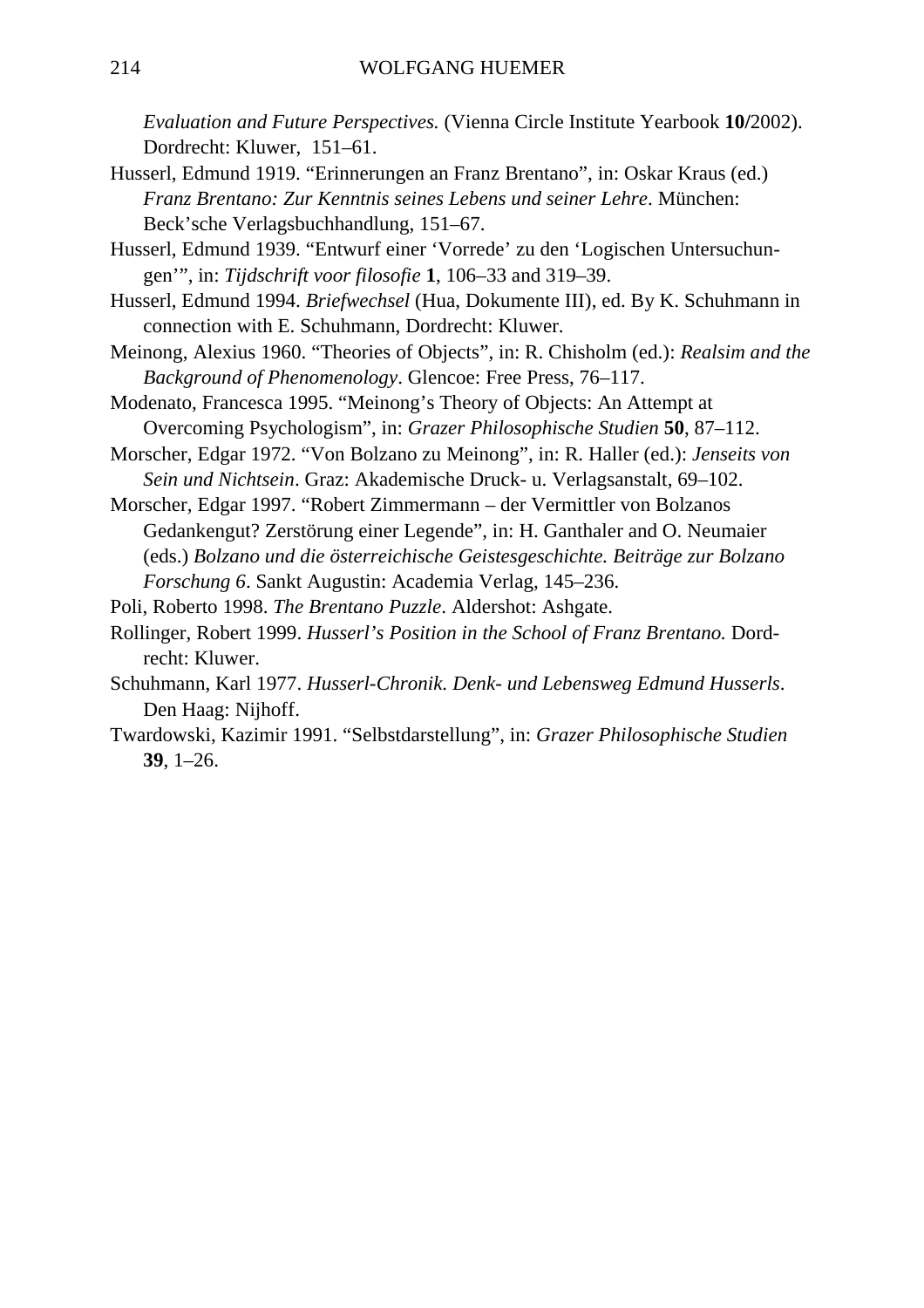*Evaluation and Future Perspectives.* (Vienna Circle Institute Yearbook **10/**2002). Dordrecht: Kluwer, 151–61.

Husserl, Edmund 1919. "Erinnerungen an Franz Brentano", in: Oskar Kraus (ed.) *Franz Brentano: Zur Kenntnis seines Lebens und seiner Lehre*. München: Beck'sche Verlagsbuchhandlung, 151–67.

Husserl, Edmund 1939. "Entwurf einer 'Vorrede' zu den 'Logischen Untersuchungen'", in: *Tijdschrift voor filosofie* **1**, 106–33 and 319–39.

Husserl, Edmund 1994. *Briefwechsel* (Hua, Dokumente III), ed. By K. Schuhmann in connection with E. Schuhmann, Dordrecht: Kluwer.

Meinong, Alexius 1960. "Theories of Objects", in: R. Chisholm (ed.): *Realsim and the Background of Phenomenology*. Glencoe: Free Press, 76–117.

Modenato, Francesca 1995. "Meinong's Theory of Objects: An Attempt at Overcoming Psychologism", in: *Grazer Philosophische Studien* **50**, 87–112.

Morscher, Edgar 1972. "Von Bolzano zu Meinong", in: R. Haller (ed.): *Jenseits von Sein und Nichtsein*. Graz: Akademische Druck- u. Verlagsanstalt, 69–102.

Morscher, Edgar 1997. "Robert Zimmermann – der Vermittler von Bolzanos Gedankengut? Zerstörung einer Legende", in: H. Ganthaler and O. Neumaier (eds.) *Bolzano und die österreichische Geistesgeschichte. Beiträge zur Bolzano Forschung 6*. Sankt Augustin: Academia Verlag, 145–236.

Poli, Roberto 1998. *The Brentano Puzzle*. Aldershot: Ashgate.

Rollinger, Robert 1999. *Husserl's Position in the School of Franz Brentano.* Dordrecht: Kluwer.

Schuhmann, Karl 1977. *Husserl-Chronik. Denk- und Lebensweg Edmund Husserls*. Den Haag: Nijhoff.

Twardowski, Kazimir 1991. "Selbstdarstellung", in: *Grazer Philosophische Studien* **39**, 1–26.